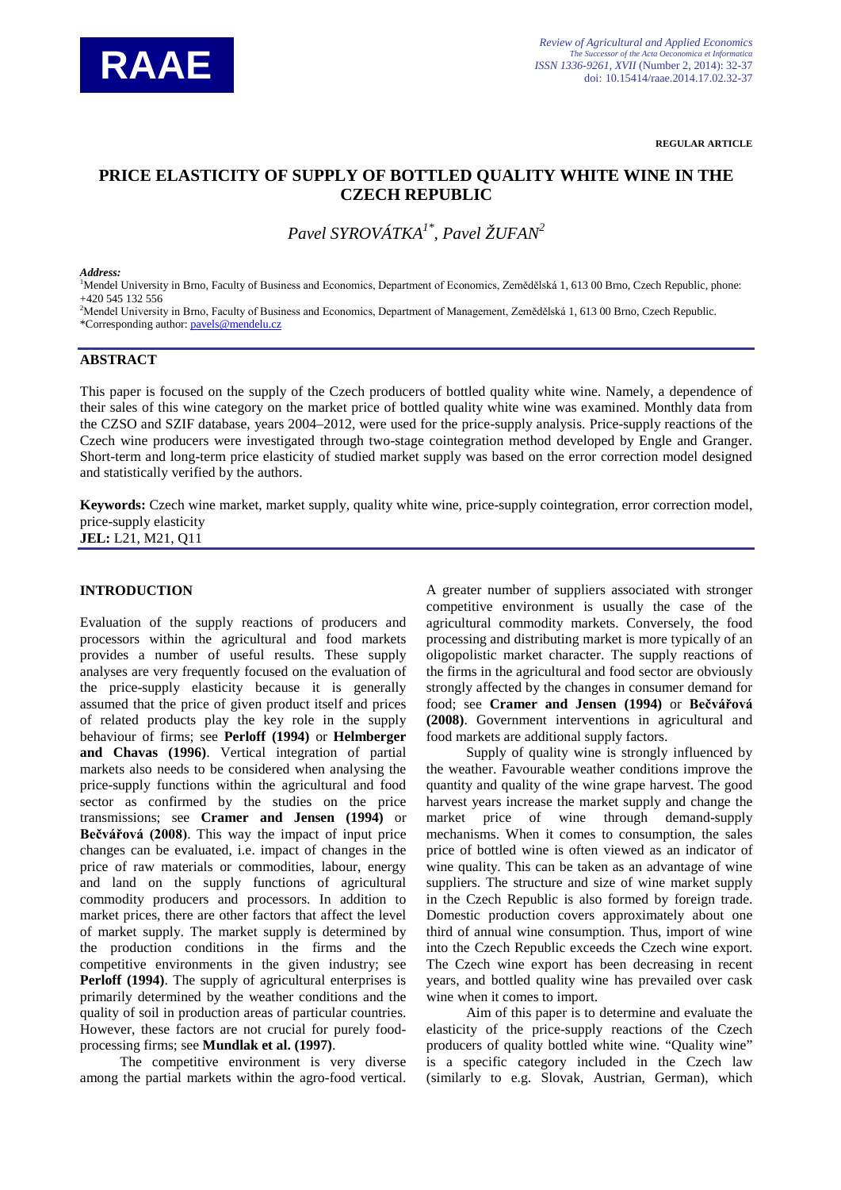REGULAR ARTICLE

# PRICE ELASTICITY OF SUPPLY OF BOTTLED QUALITY WHITE WINE IN THE CZECH REPUBLIC

*Pavel SYROVÁTKA*[1*], *Pavel ŽUFAN*[2]

***Address:***

[1]Mendel University in Brno, Faculty of Business and Economics, Department of Economics, Zemědělská 1, 613 00 Brno, Czech Republic, phone: +420 545 132 556

[2]Mendel University in Brno, Faculty of Business and Economics, Department of Management, Zemědělská 1, 613 00 Brno, Czech Republic.

*Corresponding author: pavels@mendelu.cz

## ABSTRACT

This paper is focused on the supply of the Czech producers of bottled quality white wine. Namely, a dependence of their sales of this wine category on the market price of bottled quality white wine was examined. Monthly data from the CZSO and SZIF database, years 2004–2012, were used for the price-supply analysis. Price-supply reactions of the Czech wine producers were investigated through two-stage cointegration method developed by Engle and Granger. Short-term and long-term price elasticity of studied market supply was based on the error correction model designed and statistically verified by the authors.

**Keywords:** Czech wine market, market supply, quality white wine, price-supply cointegration, error correction model, price-supply elasticity

**JEL:** L21, M21, Q11

## INTRODUCTION

Evaluation of the supply reactions of producers and processors within the agricultural and food markets provides a number of useful results. These supply analyses are very frequently focused on the evaluation of the price-supply elasticity because it is generally assumed that the price of given product itself and prices of related products play the key role in the supply behaviour of firms; see **Perloff (1994)** or **Helmberger and Chavas (1996)**. Vertical integration of partial markets also needs to be considered when analysing the price-supply functions within the agricultural and food sector as confirmed by the studies on the price transmissions; see **Cramer and Jensen (1994)** or **Bečvářová (2008)**. This way the impact of input price changes can be evaluated, i.e. impact of changes in the price of raw materials or commodities, labour, energy and land on the supply functions of agricultural commodity producers and processors. In addition to market prices, there are other factors that affect the level of market supply. The market supply is determined by the production conditions in the firms and the competitive environments in the given industry; see **Perloff (1994)**. The supply of agricultural enterprises is primarily determined by the weather conditions and the quality of soil in production areas of particular countries. However, these factors are not crucial for purely food-processing firms; see **Mundlak et al. (1997)**.

The competitive environment is very diverse among the partial markets within the agro-food vertical. A greater number of suppliers associated with stronger competitive environment is usually the case of the agricultural commodity markets. Conversely, the food processing and distributing market is more typically of an oligopolistic market character. The supply reactions of the firms in the agricultural and food sector are obviously strongly affected by the changes in consumer demand for food; see **Cramer and Jensen (1994)** or **Bečvářová (2008)**. Government interventions in agricultural and food markets are additional supply factors.

Supply of quality wine is strongly influenced by the weather. Favourable weather conditions improve the quantity and quality of the wine grape harvest. The good harvest years increase the market supply and change the market price of wine through demand-supply mechanisms. When it comes to consumption, the sales price of bottled wine is often viewed as an indicator of wine quality. This can be taken as an advantage of wine suppliers. The structure and size of wine market supply in the Czech Republic is also formed by foreign trade. Domestic production covers approximately about one third of annual wine consumption. Thus, import of wine into the Czech Republic exceeds the Czech wine export. The Czech wine export has been decreasing in recent years, and bottled quality wine has prevailed over cask wine when it comes to import.

Aim of this paper is to determine and evaluate the elasticity of the price-supply reactions of the Czech producers of quality bottled white wine. "Quality wine" is a specific category included in the Czech law (similarly to e.g. Slovak, Austrian, German), which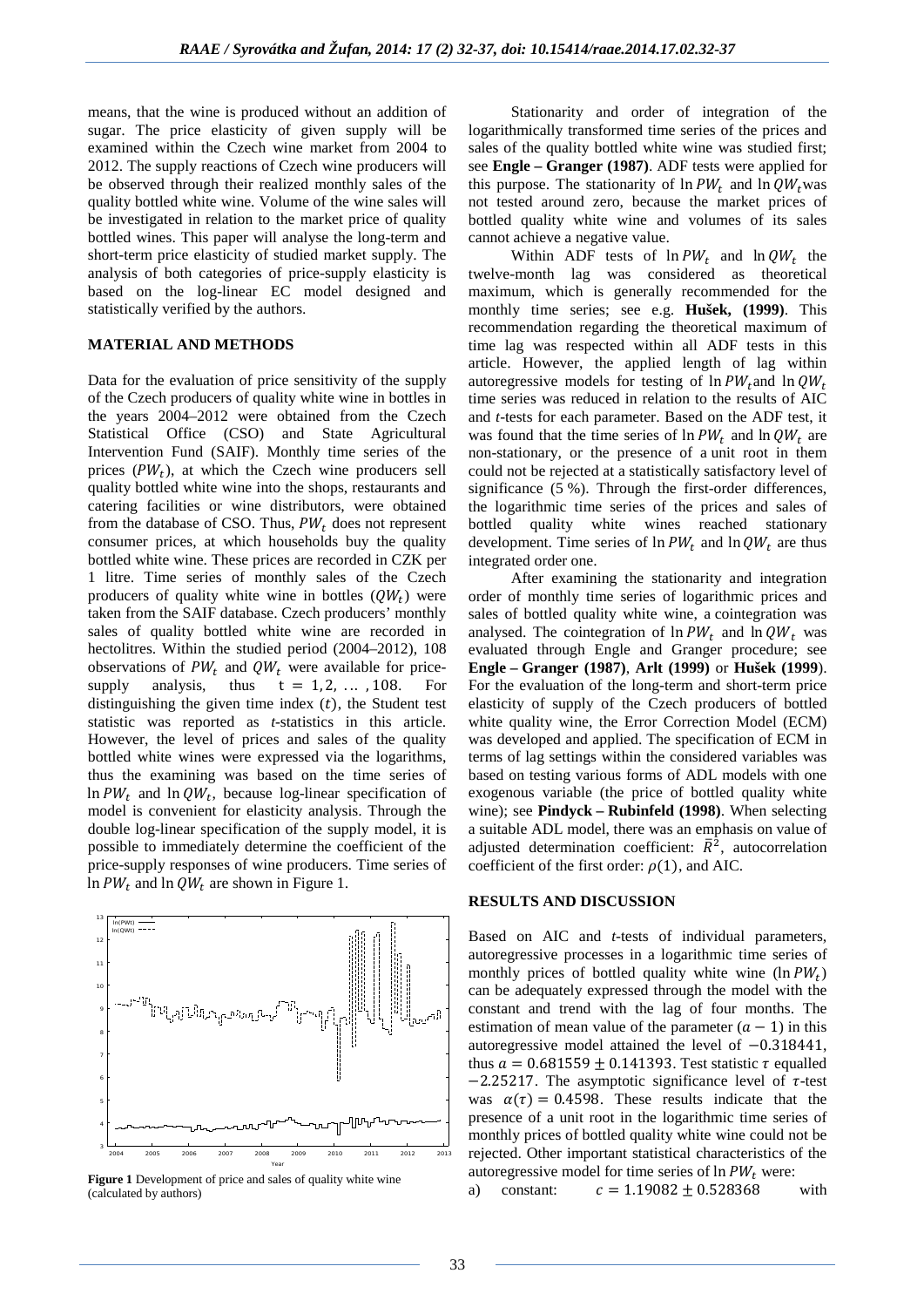means, that the wine is produced without an addition of sugar. The price elasticity of given supply will be examined within the Czech wine market from 2004 to 2012. The supply reactions of Czech wine producers will be observed through their realized monthly sales of the quality bottled white wine. Volume of the wine sales will be investigated in relation to the market price of quality bottled wines. This paper will analyse the long-term and short-term price elasticity of studied market supply. The analysis of both categories of price-supply elasticity is based on the log-linear EC model designed and statistically verified by the authors.

## MATERIAL AND METHODS

Data for the evaluation of price sensitivity of the supply of the Czech producers of quality white wine in bottles in the years 2004–2012 were obtained from the Czech Statistical Office (CSO) and State Agricultural Intervention Fund (SAIF). Monthly time series of the prices ($PW_t$), at which the Czech wine producers sell quality bottled white wine into the shops, restaurants and catering facilities or wine distributors, were obtained from the database of CSO. Thus, $PW_t$ does not represent consumer prices, at which households buy the quality bottled white wine. These prices are recorded in CZK per 1 litre. Time series of monthly sales of the Czech producers of quality white wine in bottles ($QW_t$) were taken from the SAIF database. Czech producers' monthly sales of quality bottled white wine are recorded in hectolitres. Within the studied period (2004–2012), 108 observations of $PW_t$ and $QW_t$ were available for price-supply analysis, thus $t = 1, 2, \ldots, 108$. For distinguishing the given time index ($t$), the Student test statistic was reported as *t*-statistics in this article. However, the level of prices and sales of the quality bottled white wines were expressed via the logarithms, thus the examining was based on the time series of $\ln PW_t$ and $\ln QW_t$, because log-linear specification of model is convenient for elasticity analysis. Through the double log-linear specification of the supply model, it is possible to immediately determine the coefficient of the price-supply responses of wine producers. Time series of $\ln PW_t$ and $\ln QW_t$ are shown in Figure 1.

**Figure 1** Development of price and sales of quality white wine (calculated by authors)

Stationarity and order of integration of the logarithmically transformed time series of the prices and sales of the quality bottled white wine was studied first; see **Engle – Granger (1987)**. ADF tests were applied for this purpose. The stationarity of $\ln PW_t$ and $\ln QW_t$ was not tested around zero, because the market prices of bottled quality white wine and volumes of its sales cannot achieve a negative value.

Within ADF tests of $\ln PW_t$ and $\ln QW_t$ the twelve-month lag was considered as theoretical maximum, which is generally recommended for the monthly time series; see e.g. **Hušek, (1999)**. This recommendation regarding the theoretical maximum of time lag was respected within all ADF tests in this article. However, the applied length of lag within autoregressive models for testing of $\ln PW_t$ and $\ln QW_t$ time series was reduced in relation to the results of AIC and *t*-tests for each parameter. Based on the ADF test, it was found that the time series of $\ln PW_t$ and $\ln QW_t$ are non-stationary, or the presence of a unit root in them could not be rejected at a statistically satisfactory level of significance (5 %). Through the first-order differences, the logarithmic time series of the prices and sales of bottled quality white wines reached stationary development. Time series of $\ln PW_t$ and $\ln QW_t$ are thus integrated order one.

After examining the stationarity and integration order of monthly time series of logarithmic prices and sales of bottled quality white wine, a cointegration was analysed. The cointegration of $\ln PW_t$ and $\ln QW_t$ was evaluated through Engle and Granger procedure; see **Engle – Granger (1987)**, **Arlt (1999)** or **Hušek (1999)**. For the evaluation of the long-term and short-term price elasticity of supply of the Czech producers of bottled white quality wine, the Error Correction Model (ECM) was developed and applied. The specification of ECM in terms of lag settings within the considered variables was based on testing various forms of ADL models with one exogenous variable (the price of bottled quality white wine); see **Pindyck – Rubinfeld (1998)**. When selecting a suitable ADL model, there was an emphasis on value of adjusted determination coefficient: $\bar{R}^2$, autocorrelation coefficient of the first order: $\rho(1)$, and AIC.

## RESULTS AND DISCUSSION

Based on AIC and *t*-tests of individual parameters, autoregressive processes in a logarithmic time series of monthly prices of bottled quality white wine ($\ln PW_t$) can be adequately expressed through the model with the constant and trend with the lag of four months. The estimation of mean value of the parameter $(a - 1)$ in this autoregressive model attained the level of $-0.318441$, thus $a = 0.681559 \pm 0.141393$. Test statistic $\tau$ equalled $-2.25217$. The asymptotic significance level of $\tau$-test was $\alpha(\tau) = 0.4598$. These results indicate that the presence of a unit root in the logarithmic time series of monthly prices of bottled quality white wine could not be rejected. Other important statistical characteristics of the autoregressive model for time series of $\ln PW_t$ were:

a) constant: $c = 1.19082 \pm 0.528368$ with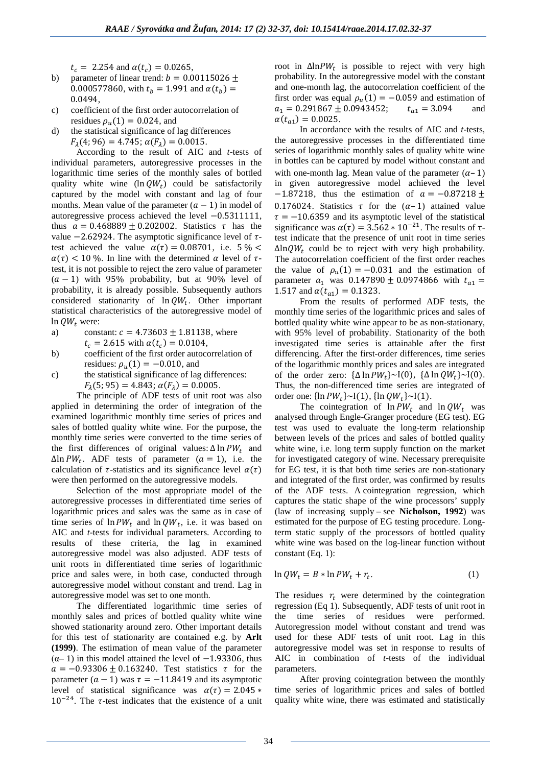$t_c = 2.254$ and $\alpha(t_c) = 0.0265$,

b) parameter of linear trend: $b = 0.00115026 \pm 0.000577860$, with $t_b = 1.991$ and $\alpha(t_b) = 0.0494$,

c) coefficient of the first order autocorrelation of residues $\rho_u(1) = 0.024$, and

d) the statistical significance of lag differences $F_\lambda(4; 96) = 4.745$; $\alpha(F_\lambda) = 0.0015$.

According to the result of AIC and *t*-tests of individual parameters, autoregressive processes in the logarithmic time series of the monthly sales of bottled quality white wine ($\ln QW_t$) could be satisfactorily captured by the model with constant and lag of four months. Mean value of the parameter $(a-1)$ in model of autoregressive process achieved the level $-0.5311111$, thus $a = 0.468889 \pm 0.202002$. Statistics $\tau$ has the value $-2.62924$. The asymptotic significance level of $\tau$-test achieved the value $\alpha(\tau) = 0.08701$, i.e. $5\,\% < \alpha(\tau) < 10\,\%$. In line with the determined $\alpha$ level of $\tau$-test, it is not possible to reject the zero value of parameter $(a-1)$ with 95% probability, but at 90% level of probability, it is already possible. Subsequently authors considered stationarity of $\ln QW_t$. Other important statistical characteristics of the autoregressive model of $\ln QW_t$ were:

a) constant: $c = 4.73603 \pm 1.81138$, where $t_c = 2.615$ with $\alpha(t_c) = 0.0104$,

b) coefficient of the first order autocorrelation of residues: $\rho_u(1) = -0.010$, and

c) the statistical significance of lag differences: $F_\lambda(5; 95) = 4.843$; $\alpha(F_\lambda) = 0.0005$.

The principle of ADF tests of unit root was also applied in determining the order of integration of the examined logarithmic monthly time series of prices and sales of bottled quality white wine. For the purpose, the monthly time series were converted to the time series of the first differences of original values: $\Delta \ln PW_t$ and $\Delta \ln PW_t$. ADF tests of parameter $(a = 1)$, i.e. the calculation of $\tau$-statistics and its significance level $\alpha(\tau)$ were then performed on the autoregressive models.

Selection of the most appropriate model of the autoregressive processes in differentiated time series of logarithmic prices and sales was the same as in case of time series of $\ln PW_t$ and $\ln QW_t$, i.e. it was based on AIC and *t*-tests for individual parameters. According to results of these criteria, the lag in examined autoregressive model was also adjusted. ADF tests of unit roots in differentiated time series of logarithmic price and sales were, in both case, conducted through autoregressive model without constant and trend. Lag in autoregressive model was set to one month.

The differentiated logarithmic time series of monthly sales and prices of bottled quality white wine showed stationarity around zero. Other important details for this test of stationarity are contained e.g. by **Arlt (1999)**. The estimation of mean value of the parameter $(\alpha - 1)$ in this model attained the level of $-1.93306$, thus $a = -0.93306 \pm 0.163240$. Test statistics $\tau$ for the parameter $(a-1)$ was $\tau = -11.8419$ and its asymptotic level of statistical significance was $\alpha(\tau) = 2.045 * 10^{-24}$. The $\tau$-test indicates that the existence of a unit root in $\Delta\ln PW_t$ is possible to reject with very high probability. In the autoregressive model with the constant and one-month lag, the autocorrelation coefficient of the first order was equal $\rho_u(1) = -0.059$ and estimation of $a_1 = 0.291867 \pm 0.0943452$; $t_{a1} = 3.094$ and $\alpha(t_{a1}) = 0.0025$.

In accordance with the results of AIC and *t*-tests, the autoregressive processes in the differentiated time series of logarithmic monthly sales of quality white wine in bottles can be captured by model without constant and with one-month lag. Mean value of the parameter $(\alpha - 1)$ in given autoregressive model achieved the level $-1.87218$, thus the estimation of $a = -0.87218 \pm 0.176024$. Statistics $\tau$ for the $(\alpha - 1)$ attained value $\tau = -10.6359$ and its asymptotic level of the statistical significance was $\alpha(\tau) = 3.562 * 10^{-21}$. The results of $\tau$-test indicate that the presence of unit root in time series $\Delta\ln QW_t$ could be to reject with very high probability. The autocorrelation coefficient of the first order reaches the value of $\rho_u(1) = -0.031$ and the estimation of parameter $a_1$ was $0.147890 \pm 0.0974866$ with $t_{a1} = 1.517$ and $\alpha(t_{a1}) = 0.1323$.

From the results of performed ADF tests, the monthly time series of the logarithmic prices and sales of bottled quality white wine appear to be as non-stationary, with 95% level of probability. Stationarity of the both investigated time series is attainable after the first differencing. After the first-order differences, time series of the logarithmic monthly prices and sales are integrated of the order zero: $\{\Delta \ln PW_t\} \sim \mathrm{I}(0)$, $\{\Delta \ln QW_t\} \sim \mathrm{I}(0)$. Thus, the non-differenced time series are integrated of order one: $\{\ln PW_t\} \sim \mathrm{I}(1)$, $\{\ln QW_t\} \sim \mathrm{I}(1)$.

The cointegration of $\ln PW_t$ and $\ln QW_t$ was analysed through Engle-Granger procedure (EG test). EG test was used to evaluate the long-term relationship between levels of the prices and sales of bottled quality white wine, i.e. long term supply function on the market for investigated category of wine. Necessary prerequisite for EG test, it is that both time series are non-stationary and integrated of the first order, was confirmed by results of the ADF tests. A cointegration regression, which captures the static shape of the wine processors' supply (law of increasing supply – see **Nicholson, 1992**) was estimated for the purpose of EG testing procedure. Long-term static supply of the processors of bottled quality white wine was based on the log-linear function without constant (Eq. 1):

$$\ln QW_t = B * \ln PW_t + r_t. \tag{1}$$

The residues $r_t$ were determined by the cointegration regression (Eq 1). Subsequently, ADF tests of unit root in the time series of residues were performed. Autoregression model without constant and trend was used for these ADF tests of unit root. Lag in this autoregressive model was set in response to results of AIC in combination of *t*-tests of the individual parameters.

After proving cointegration between the monthly time series of logarithmic prices and sales of bottled quality white wine, there was estimated and statistically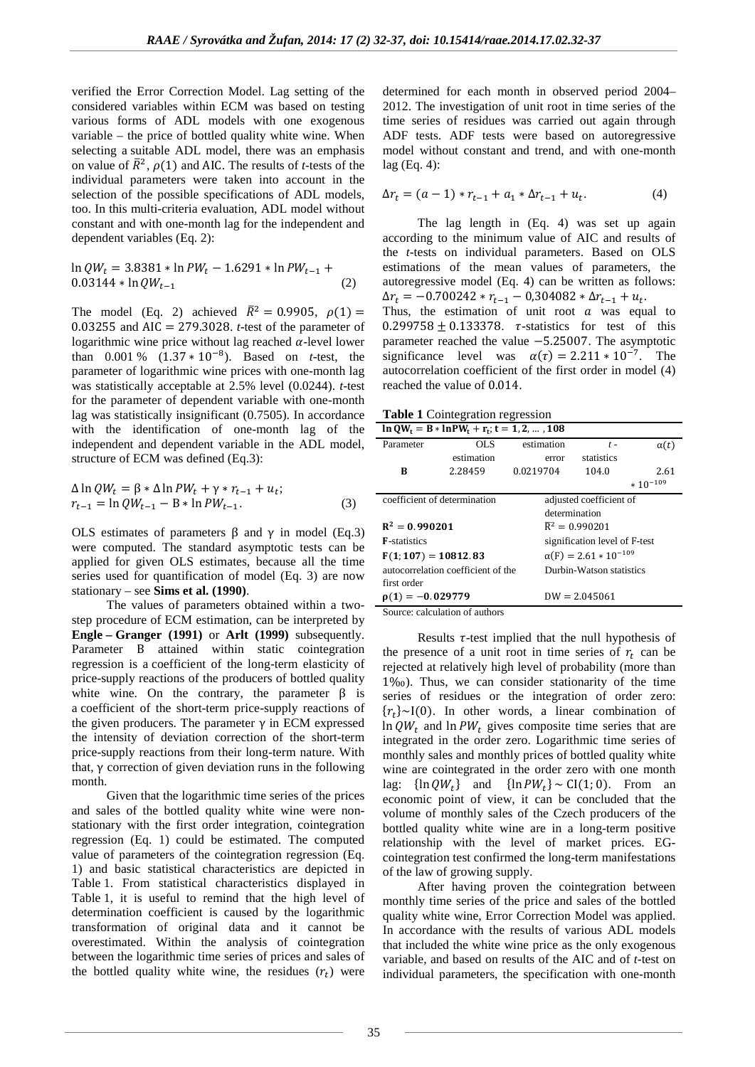verified the Error Correction Model. Lag setting of the considered variables within ECM was based on testing various forms of ADL models with one exogenous variable – the price of bottled quality white wine. When selecting a suitable ADL model, there was an emphasis on value of $\bar{R}^2$, $\rho(1)$ and AIC. The results of *t*-tests of the individual parameters were taken into account in the selection of the possible specifications of ADL models, too. In this multi-criteria evaluation, ADL model without constant and with one-month lag for the independent and dependent variables (Eq. 2):

$$\ln QW_t = 3.8381 * \ln PW_t - 1.6291 * \ln PW_{t-1} + 0.03144 * \ln QW_{t-1} \quad (2)$$

The model (Eq. 2) achieved $\bar{R}^2 = 0.9905$, $\rho(1) = 0.03255$ and $\text{AIC} = 279.3028$. *t*-test of the parameter of logarithmic wine price without lag reached $\alpha$-level lower than 0.001 % ($1.37 * 10^{-8}$). Based on *t*-test, the parameter of logarithmic wine prices with one-month lag was statistically acceptable at 2.5% level (0.0244). *t*-test for the parameter of dependent variable with one-month lag was statistically insignificant (0.7505). In accordance with the identification of one-month lag of the independent and dependent variable in the ADL model, structure of ECM was defined (Eq.3):

$$\Delta \ln QW_t = \beta * \Delta \ln PW_t + \gamma * r_{t-1} + u_t;$$
$$r_{t-1} = \ln QW_{t-1} - \text{B} * \ln PW_{t-1}. \quad (3)$$

OLS estimates of parameters β and γ in model (Eq.3) were computed. The standard asymptotic tests can be applied for given OLS estimates, because all the time series used for quantification of model (Eq. 3) are now stationary – see **Sims et al. (1990)**.

The values of parameters obtained within a two-step procedure of ECM estimation, can be interpreted by **Engle – Granger (1991)** or **Arlt (1999)** subsequently. Parameter B attained within static cointegration regression is a coefficient of the long-term elasticity of price-supply reactions of the producers of bottled quality white wine. On the contrary, the parameter β is a coefficient of the short-term price-supply reactions of the given producers. The parameter γ in ECM expressed the intensity of deviation correction of the short-term price-supply reactions from their long-term nature. With that, γ correction of given deviation runs in the following month.

Given that the logarithmic time series of the prices and sales of the bottled quality white wine were non-stationary with the first order integration, cointegration regression (Eq. 1) could be estimated. The computed value of parameters of the cointegration regression (Eq. 1) and basic statistical characteristics are depicted in Table 1. From statistical characteristics displayed in Table 1, it is useful to remind that the high level of determination coefficient is caused by the logarithmic transformation of original data and it cannot be overestimated. Within the analysis of cointegration between the logarithmic time series of prices and sales of the bottled quality white wine, the residues ($r_t$) were determined for each month in observed period 2004–2012. The investigation of unit root in time series of the time series of residues was carried out again through ADF tests. ADF tests were based on autoregressive model without constant and trend, and with one-month lag (Eq. 4):

$$\Delta r_t = (a - 1) * r_{t-1} + a_1 * \Delta r_{t-1} + u_t. \quad (4)$$

The lag length in (Eq. 4) was set up again according to the minimum value of AIC and results of the *t*-tests on individual parameters. Based on OLS estimations of the mean values of parameters, the autoregressive model (Eq. 4) can be written as follows: $\Delta r_t = -0.700242 * r_{t-1} - 0{,}304082 * \Delta r_{t-1} + u_t$. Thus, the estimation of unit root $a$ was equal to $0.299758 \pm 0.133378$. $\tau$-statistics for test of this parameter reached the value $-5.25007$. The asymptotic significance level was $\alpha(\tau) = 2.211 * 10^{-7}$. The autocorrelation coefficient of the first order in model (4) reached the value of 0.014.

**Table 1** Cointegration regression

| $\ln QW_t = B * \ln PW_t + r_t;\ t = 1, 2, \dots, 108$ | | | |
|---|---|---|---|
| Parameter | OLS estimation | estimation error | *t*-statistics | $\alpha(t)$ |
| **B** | 2.28459 | 0.0219704 | 104.0 | $2.61 * 10^{-109}$ |
| coefficient of determination | | adjusted coefficient of determination | |
| $\mathbf{R^2 = 0.990201}$ | | $\bar{R}^2 = 0.990201$ | |
| **F**-statistics | | signification level of F-test | |
| $\mathbf{F(1; 107) = 10812.83}$ | | $\alpha(F) = 2.61 * 10^{-109}$ | |
| autocorrelation coefficient of the first order | | Durbin-Watson statistics | |
| $\boldsymbol{\rho(1) = -0.029779}$ | | $DW = 2.045061$ | |

Source: calculation of authors

Results $\tau$-test implied that the null hypothesis of the presence of a unit root in time series of $r_t$ can be rejected at relatively high level of probability (more than 1‰). Thus, we can consider stationarity of the time series of residues or the integration of order zero: $\{r_t\} \sim \text{I}(0)$. In other words, a linear combination of $\ln QW_t$ and $\ln PW_t$ gives composite time series that are integrated in the order zero. Logarithmic time series of monthly sales and monthly prices of bottled quality white wine are cointegrated in the order zero with one month lag: $\{\ln QW_t\}$ and $\{\ln PW_t\} \sim \text{CI}(1; 0)$. From an economic point of view, it can be concluded that the volume of monthly sales of the Czech producers of the bottled quality white wine are in a long-term positive relationship with the level of market prices. EG-cointegration test confirmed the long-term manifestations of the law of growing supply.

After having proven the cointegration between monthly time series of the price and sales of the bottled quality white wine, Error Correction Model was applied. In accordance with the results of various ADL models that included the white wine price as the only exogenous variable, and based on results of the AIC and of *t*-test on individual parameters, the specification with one-month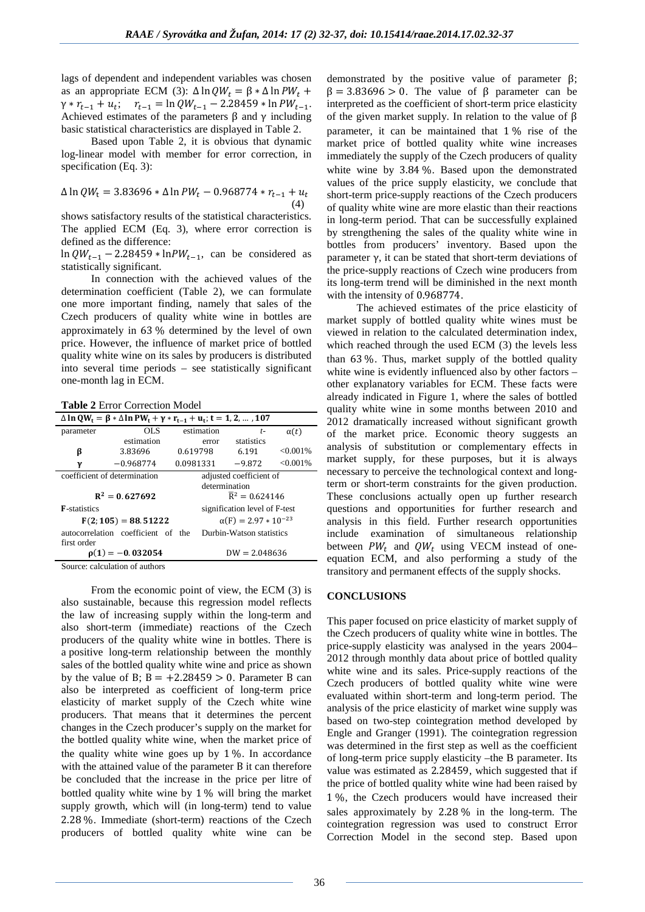lags of dependent and independent variables was chosen as an appropriate ECM (3): $\Delta \ln QW_t = \beta * \Delta \ln PW_t + \gamma * r_{t-1} + u_t$; $r_{t-1} = \ln QW_{t-1} - 2.28459 * \ln PW_{t-1}$. Achieved estimates of the parameters β and γ including basic statistical characteristics are displayed in Table 2.

Based upon Table 2, it is obvious that dynamic log-linear model with member for error correction, in specification (Eq. 3):

$$\Delta \ln QW_t = 3.83696 * \Delta \ln PW_t - 0.968774 * r_{t-1} + u_t \quad (4)$$

shows satisfactory results of the statistical characteristics. The applied ECM (Eq. 3), where error correction is defined as the difference:

$\ln QW_{t-1} - 2.28459 * \ln PW_{t-1}$, can be considered as statistically significant.

In connection with the achieved values of the determination coefficient (Table 2), we can formulate one more important finding, namely that sales of the Czech producers of quality white wine in bottles are approximately in 63 % determined by the level of own price. However, the influence of market price of bottled quality white wine on its sales by producers is distributed into several time periods – see statistically significant one-month lag in ECM.

**Table 2** Error Correction Model

| $\Delta \ln QW_t = \beta * \Delta \ln PW_t + \gamma * r_{t-1} + u_t$; $t = 1, 2, \ldots, 107$ | | | | |
|---|---|---|---|---|
| parameter | OLS estimation | estimation error | t-statistics | $\alpha(t)$ |
| **β** | 3.83696 | 0.619798 | 6.191 | <0.001% |
| **γ** | −0.968774 | 0.0981331 | −9.872 | <0.001% |
| coefficient of determination | | adjusted coefficient of determination | | |
| $R^2 = 0.627692$ | | $\bar{R}^2 = 0.624146$ | | |
| **F**-statistics | | signification level of F-test | | |
| $F(2; 105) = 88.51222$ | | $\alpha(F) = 2.97 * 10^{-23}$ | | |
| autocorrelation coefficient of the first order | | Durbin-Watson statistics | | |
| $\rho(1) = -0.032054$ | | DW = 2.048636 | | |

Source: calculation of authors

From the economic point of view, the ECM (3) is also sustainable, because this regression model reflects the law of increasing supply within the long-term and also short-term (immediate) reactions of the Czech producers of the quality white wine in bottles. There is a positive long-term relationship between the monthly sales of the bottled quality white wine and price as shown by the value of B; $B = +2.28459 > 0$. Parameter B can also be interpreted as coefficient of long-term price elasticity of market supply of the Czech white wine producers. That means that it determines the percent changes in the Czech producer's supply on the market for the bottled quality white wine, when the market price of the quality white wine goes up by 1 %. In accordance with the attained value of the parameter B it can therefore be concluded that the increase in the price per litre of bottled quality white wine by 1 % will bring the market supply growth, which will (in long-term) tend to value 2.28 %. Immediate (short-term) reactions of the Czech producers of bottled quality white wine can be demonstrated by the positive value of parameter β; $\beta = 3.83696 > 0$. The value of β parameter can be interpreted as the coefficient of short-term price elasticity of the given market supply. In relation to the value of β parameter, it can be maintained that 1 % rise of the market price of bottled quality white wine increases immediately the supply of the Czech producers of quality white wine by 3.84 %. Based upon the demonstrated values of the price supply elasticity, we conclude that short-term price-supply reactions of the Czech producers of quality white wine are more elastic than their reactions in long-term period. That can be successfully explained by strengthening the sales of the quality white wine in bottles from producers' inventory. Based upon the parameter γ, it can be stated that short-term deviations of the price-supply reactions of Czech wine producers from its long-term trend will be diminished in the next month with the intensity of 0.968774.

The achieved estimates of the price elasticity of market supply of bottled quality white wines must be viewed in relation to the calculated determination index, which reached through the used ECM (3) the levels less than 63 %. Thus, market supply of the bottled quality white wine is evidently influenced also by other factors – other explanatory variables for ECM. These facts were already indicated in Figure 1, where the sales of bottled quality white wine in some months between 2010 and 2012 dramatically increased without significant growth of the market price. Economic theory suggests an analysis of substitution or complementary effects in market supply, for these purposes, but it is always necessary to perceive the technological context and long-term or short-term constraints for the given production. These conclusions actually open up further research questions and opportunities for further research and analysis in this field. Further research opportunities include examination of simultaneous relationship between $PW_t$ and $QW_t$ using VECM instead of one-equation ECM, and also performing a study of the transitory and permanent effects of the supply shocks.

## CONCLUSIONS

This paper focused on price elasticity of market supply of the Czech producers of quality white wine in bottles. The price-supply elasticity was analysed in the years 2004–2012 through monthly data about price of bottled quality white wine and its sales. Price-supply reactions of the Czech producers of bottled quality white wine were evaluated within short-term and long-term period. The analysis of the price elasticity of market wine supply was based on two-step cointegration method developed by Engle and Granger (1991). The cointegration regression was determined in the first step as well as the coefficient of long-term price supply elasticity –the B parameter. Its value was estimated as 2.28459, which suggested that if the price of bottled quality white wine had been raised by 1 %, the Czech producers would have increased their sales approximately by 2.28 % in the long-term. The cointegration regression was used to construct Error Correction Model in the second step. Based upon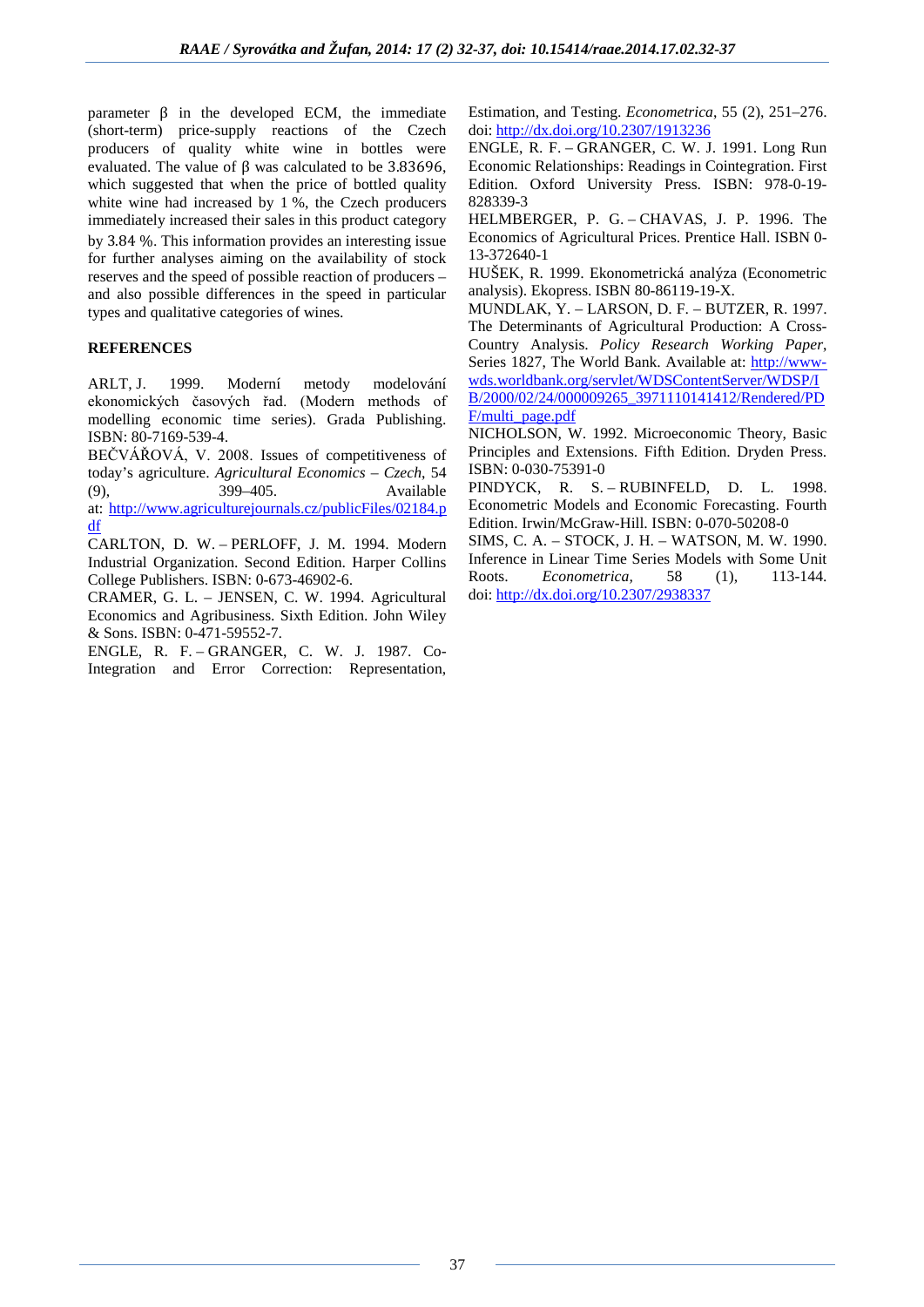parameter $\beta$ in the developed ECM, the immediate (short-term) price-supply reactions of the Czech producers of quality white wine in bottles were evaluated. The value of $\beta$ was calculated to be 3.83696, which suggested that when the price of bottled quality white wine had increased by 1 %, the Czech producers immediately increased their sales in this product category by 3.84 %. This information provides an interesting issue for further analyses aiming on the availability of stock reserves and the speed of possible reaction of producers – and also possible differences in the speed in particular types and qualitative categories of wines.

## REFERENCES

ARLT, J. 1999. Moderní metody modelování ekonomických časových řad. (Modern methods of modelling economic time series). Grada Publishing. ISBN: 80-7169-539-4.

BEČVÁŘOVÁ, V. 2008. Issues of competitiveness of today's agriculture. *Agricultural Economics – Czech*, 54 (9), 399–405. Available at: http://www.agriculturejournals.cz/publicFiles/02184.pdf

CARLTON, D. W. – PERLOFF, J. M. 1994. Modern Industrial Organization. Second Edition. Harper Collins College Publishers. ISBN: 0-673-46902-6.

CRAMER, G. L. – JENSEN, C. W. 1994. Agricultural Economics and Agribusiness. Sixth Edition. John Wiley & Sons. ISBN: 0-471-59552-7.

ENGLE, R. F. – GRANGER, C. W. J. 1987. Co-Integration and Error Correction: Representation, Estimation, and Testing. *Econometrica*, 55 (2), 251–276. doi: http://dx.doi.org/10.2307/1913236

ENGLE, R. F. – GRANGER, C. W. J. 1991. Long Run Economic Relationships: Readings in Cointegration. First Edition. Oxford University Press. ISBN: 978-0-19-828339-3

HELMBERGER, P. G. – CHAVAS, J. P. 1996. The Economics of Agricultural Prices. Prentice Hall. ISBN 0-13-372640-1

HUŠEK, R. 1999. Ekonometrická analýza (Econometric analysis). Ekopress. ISBN 80-86119-19-X.

MUNDLAK, Y. – LARSON, D. F. – BUTZER, R. 1997. The Determinants of Agricultural Production: A Cross-Country Analysis. *Policy Research Working Paper*, Series 1827, The World Bank. Available at: http://www-wds.worldbank.org/servlet/WDSContentServer/WDSP/IB/2000/02/24/000009265_3971110141412/Rendered/PDF/multi_page.pdf

NICHOLSON, W. 1992. Microeconomic Theory, Basic Principles and Extensions. Fifth Edition. Dryden Press. ISBN: 0-030-75391-0

PINDYCK, R. S. – RUBINFELD, D. L. 1998. Econometric Models and Economic Forecasting. Fourth Edition. Irwin/McGraw-Hill. ISBN: 0-070-50208-0

SIMS, C. A. – STOCK, J. H. – WATSON, M. W. 1990. Inference in Linear Time Series Models with Some Unit Roots. *Econometrica,* 58 (1), 113-144. doi: http://dx.doi.org/10.2307/2938337